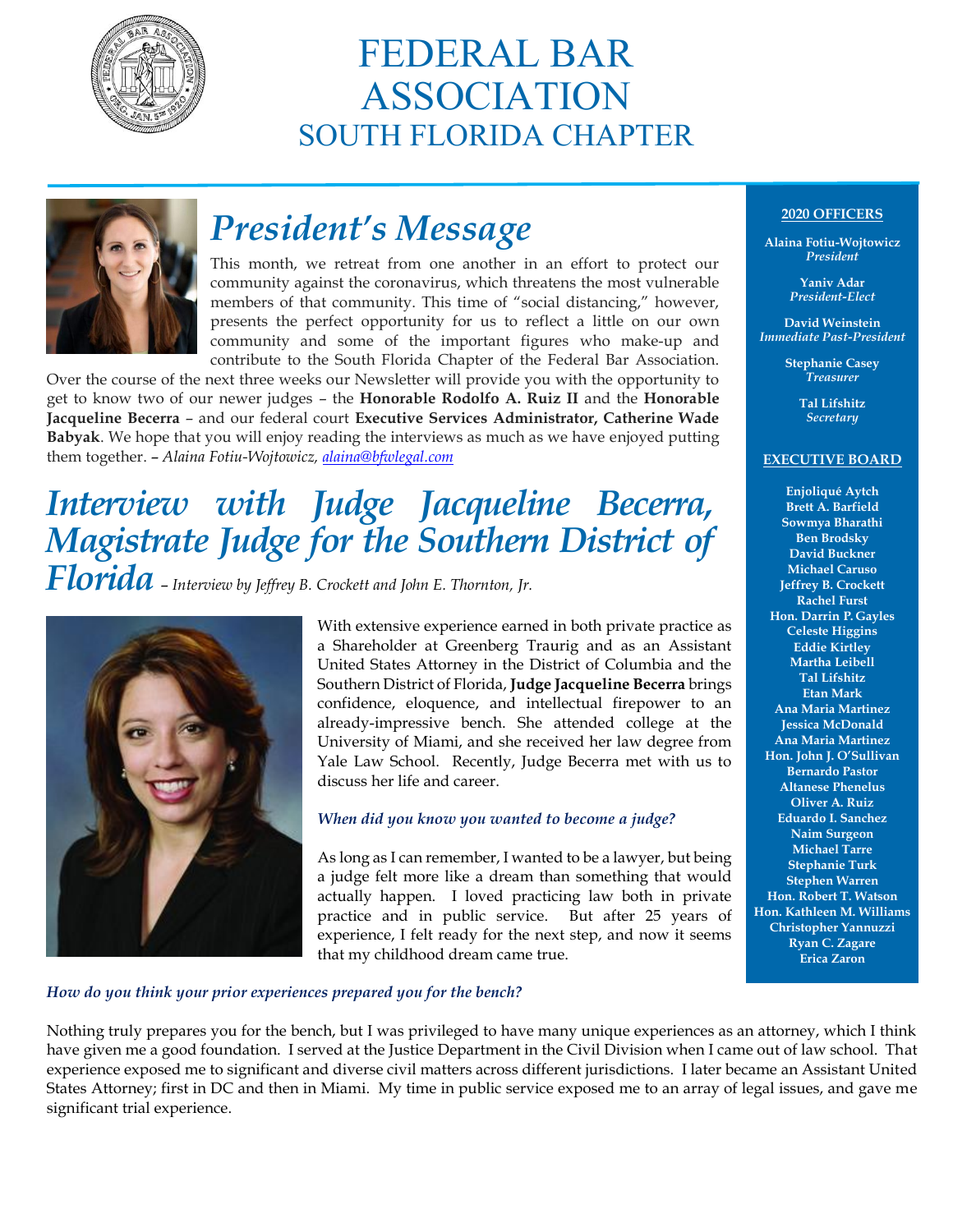# FEDERAL BAR ASSOCIATION
## SOUTH FLORIDA CHAPTER

**2020 OFFICERS**

**Alaina Fotiu-Wojtowicz**
*President*

**Yaniv Adar**
*President-Elect*

**David Weinstein**
*Immediate Past-President*

**Stephanie Casey**
*Treasurer*

**Tal Lifshitz**
*Secretary*

**EXECUTIVE BOARD**

**Enjoliqué Aytch**
**Brett A. Barfield**
**Sowmya Bharathi**
**Ben Brodsky**
**David Buckner**
**Michael Caruso**
**Jeffrey B. Crockett**
**Rachel Furst**
**Hon. Darrin P. Gayles**
**Celeste Higgins**
**Eddie Kirtley**
**Martha Leibell**
**Tal Lifshitz**
**Etan Mark**
**Ana Maria Martinez**
**Jessica McDonald**
**Ana Maria Martinez**
**Hon. John J. O'Sullivan**
**Bernardo Pastor**
**Altanese Phenelus**
**Oliver A. Ruiz**
**Eduardo I. Sanchez**
**Naim Surgeon**
**Michael Tarre**
**Stephanie Turk**
**Stephen Warren**
**Hon. Robert T. Watson**
**Hon. Kathleen M. Williams**
**Christopher Yannuzzi**
**Ryan C. Zagare**
**Erica Zaron**

# *President's Message*

This month, we retreat from one another in an effort to protect our community against the coronavirus, which threatens the most vulnerable members of that community. This time of "social distancing," however, presents the perfect opportunity for us to reflect a little on our own community and some of the important figures who make-up and contribute to the South Florida Chapter of the Federal Bar Association. Over the course of the next three weeks our Newsletter will provide you with the opportunity to get to know two of our newer judges – the **Honorable Rodolfo A. Ruiz II** and the **Honorable Jacqueline Becerra** – and our federal court **Executive Services Administrator, Catherine Wade Babyak**. We hope that you will enjoy reading the interviews as much as we have enjoyed putting them together. – *Alaina Fotiu-Wojtowicz, alaina@bfwlegal.com*

# *Interview with Judge Jacqueline Becerra, Magistrate Judge for the Southern District of Florida* – *Interview by Jeffrey B. Crockett and John E. Thornton, Jr.*

With extensive experience earned in both private practice as a Shareholder at Greenberg Traurig and as an Assistant United States Attorney in the District of Columbia and the Southern District of Florida, **Judge Jacqueline Becerra** brings confidence, eloquence, and intellectual firepower to an already-impressive bench. She attended college at the University of Miami, and she received her law degree from Yale Law School. Recently, Judge Becerra met with us to discuss her life and career.

***When did you know you wanted to become a judge?***

As long as I can remember, I wanted to be a lawyer, but being a judge felt more like a dream than something that would actually happen. I loved practicing law both in private practice and in public service. But after 25 years of experience, I felt ready for the next step, and now it seems that my childhood dream came true.

***How do you think your prior experiences prepared you for the bench?***

Nothing truly prepares you for the bench, but I was privileged to have many unique experiences as an attorney, which I think have given me a good foundation. I served at the Justice Department in the Civil Division when I came out of law school. That experience exposed me to significant and diverse civil matters across different jurisdictions. I later became an Assistant United States Attorney; first in DC and then in Miami. My time in public service exposed me to an array of legal issues, and gave me significant trial experience.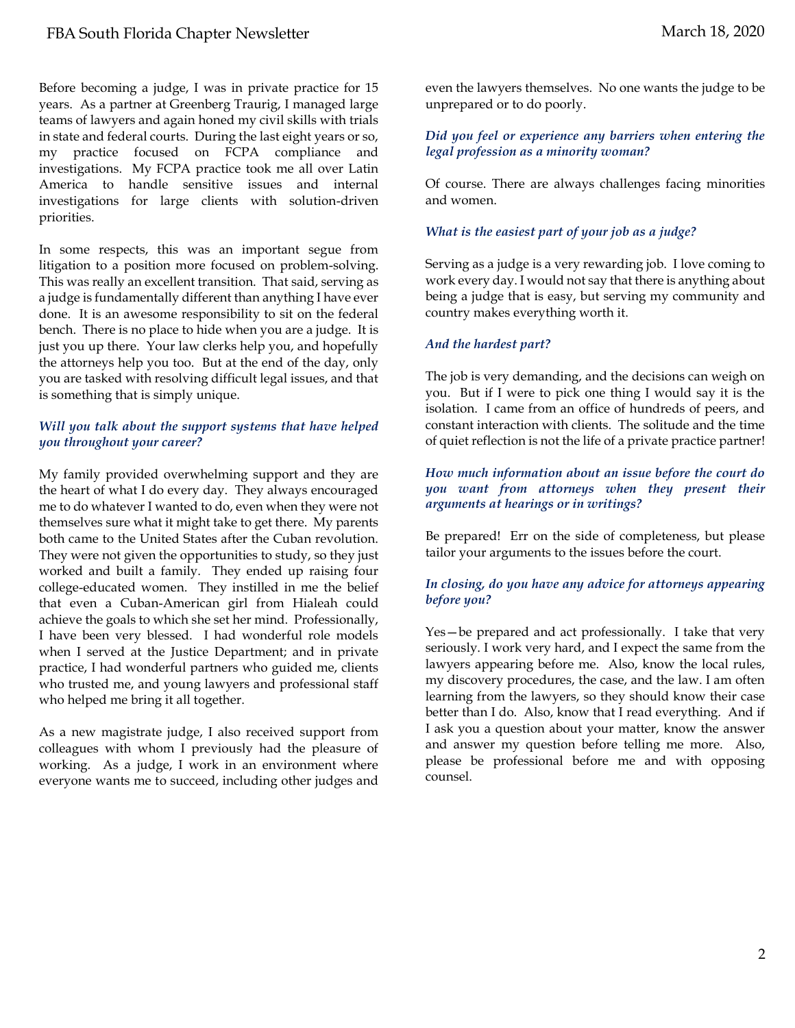Before becoming a judge, I was in private practice for 15 years. As a partner at Greenberg Traurig, I managed large teams of lawyers and again honed my civil skills with trials in state and federal courts. During the last eight years or so, my practice focused on FCPA compliance and investigations. My FCPA practice took me all over Latin America to handle sensitive issues and internal investigations for large clients with solution-driven priorities.

In some respects, this was an important segue from litigation to a position more focused on problem-solving. This was really an excellent transition. That said, serving as a judge is fundamentally different than anything I have ever done. It is an awesome responsibility to sit on the federal bench. There is no place to hide when you are a judge. It is just you up there. Your law clerks help you, and hopefully the attorneys help you too. But at the end of the day, only you are tasked with resolving difficult legal issues, and that is something that is simply unique.

***Will you talk about the support systems that have helped you throughout your career?***

My family provided overwhelming support and they are the heart of what I do every day. They always encouraged me to do whatever I wanted to do, even when they were not themselves sure what it might take to get there. My parents both came to the United States after the Cuban revolution. They were not given the opportunities to study, so they just worked and built a family. They ended up raising four college-educated women. They instilled in me the belief that even a Cuban-American girl from Hialeah could achieve the goals to which she set her mind. Professionally, I have been very blessed. I had wonderful role models when I served at the Justice Department; and in private practice, I had wonderful partners who guided me, clients who trusted me, and young lawyers and professional staff who helped me bring it all together.

As a new magistrate judge, I also received support from colleagues with whom I previously had the pleasure of working. As a judge, I work in an environment where everyone wants me to succeed, including other judges and even the lawyers themselves. No one wants the judge to be unprepared or to do poorly.

***Did you feel or experience any barriers when entering the legal profession as a minority woman?***

Of course. There are always challenges facing minorities and women.

***What is the easiest part of your job as a judge?***

Serving as a judge is a very rewarding job. I love coming to work every day. I would not say that there is anything about being a judge that is easy, but serving my community and country makes everything worth it.

***And the hardest part?***

The job is very demanding, and the decisions can weigh on you. But if I were to pick one thing I would say it is the isolation. I came from an office of hundreds of peers, and constant interaction with clients. The solitude and the time of quiet reflection is not the life of a private practice partner!

***How much information about an issue before the court do you want from attorneys when they present their arguments at hearings or in writings?***

Be prepared! Err on the side of completeness, but please tailor your arguments to the issues before the court.

***In closing, do you have any advice for attorneys appearing before you?***

Yes—be prepared and act professionally. I take that very seriously. I work very hard, and I expect the same from the lawyers appearing before me. Also, know the local rules, my discovery procedures, the case, and the law. I am often learning from the lawyers, so they should know their case better than I do. Also, know that I read everything. And if I ask you a question about your matter, know the answer and answer my question before telling me more. Also, please be professional before me and with opposing counsel.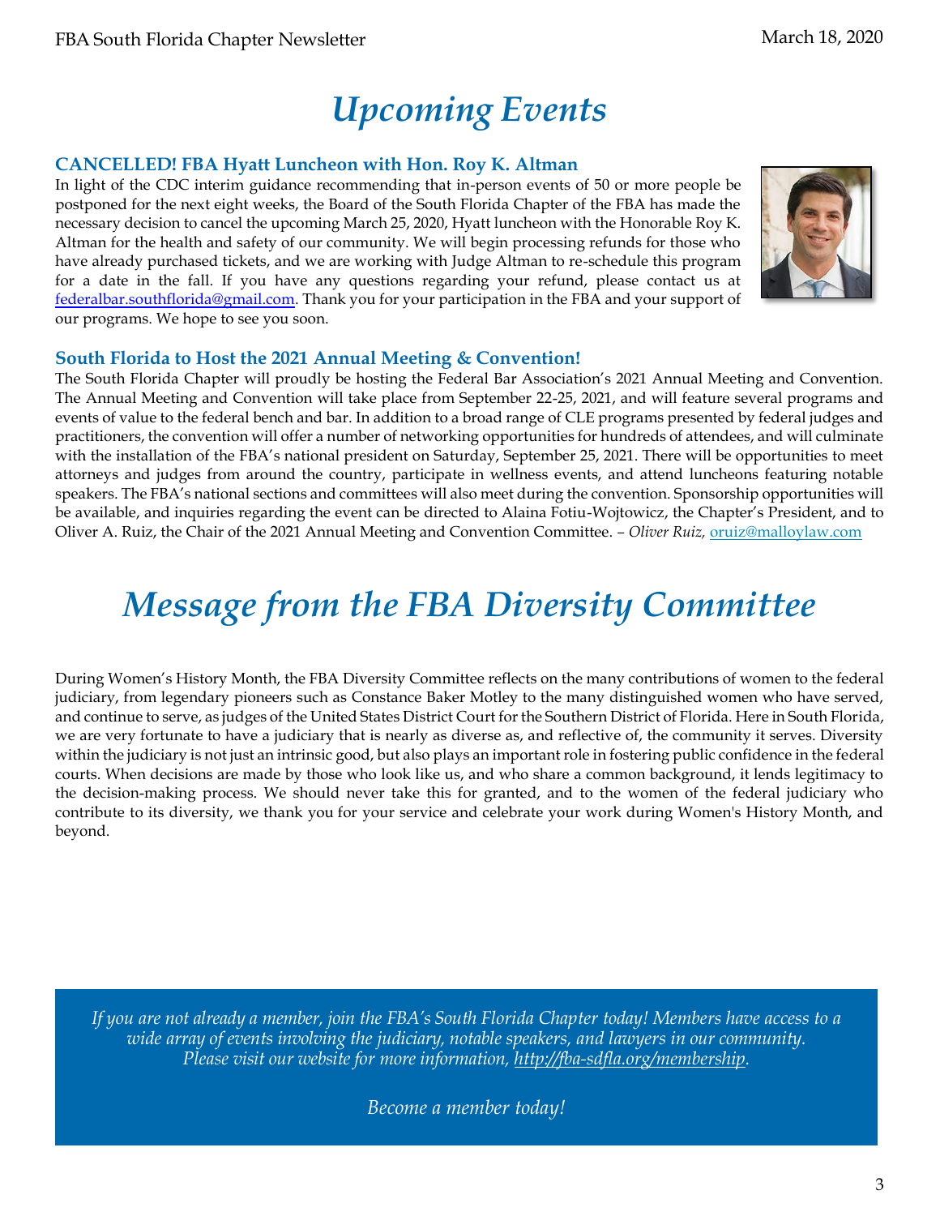# Upcoming Events

### CANCELLED! FBA Hyatt Luncheon with Hon. Roy K. Altman

In light of the CDC interim guidance recommending that in-person events of 50 or more people be postponed for the next eight weeks, the Board of the South Florida Chapter of the FBA has made the necessary decision to cancel the upcoming March 25, 2020, Hyatt luncheon with the Honorable Roy K. Altman for the health and safety of our community. We will begin processing refunds for those who have already purchased tickets, and we are working with Judge Altman to re-schedule this program for a date in the fall. If you have any questions regarding your refund, please contact us at federalbar.southflorida@gmail.com. Thank you for your participation in the FBA and your support of our programs. We hope to see you soon.

### South Florida to Host the 2021 Annual Meeting & Convention!

The South Florida Chapter will proudly be hosting the Federal Bar Association's 2021 Annual Meeting and Convention. The Annual Meeting and Convention will take place from September 22-25, 2021, and will feature several programs and events of value to the federal bench and bar. In addition to a broad range of CLE programs presented by federal judges and practitioners, the convention will offer a number of networking opportunities for hundreds of attendees, and will culminate with the installation of the FBA's national president on Saturday, September 25, 2021. There will be opportunities to meet attorneys and judges from around the country, participate in wellness events, and attend luncheons featuring notable speakers. The FBA's national sections and committees will also meet during the convention. Sponsorship opportunities will be available, and inquiries regarding the event can be directed to Alaina Fotiu-Wojtowicz, the Chapter's President, and to Oliver A. Ruiz, the Chair of the 2021 Annual Meeting and Convention Committee. – *Oliver Ruiz,* oruiz@malloylaw.com

# Message from the FBA Diversity Committee

During Women's History Month, the FBA Diversity Committee reflects on the many contributions of women to the federal judiciary, from legendary pioneers such as Constance Baker Motley to the many distinguished women who have served, and continue to serve, as judges of the United States District Court for the Southern District of Florida. Here in South Florida, we are very fortunate to have a judiciary that is nearly as diverse as, and reflective of, the community it serves. Diversity within the judiciary is not just an intrinsic good, but also plays an important role in fostering public confidence in the federal courts. When decisions are made by those who look like us, and who share a common background, it lends legitimacy to the decision-making process. We should never take this for granted, and to the women of the federal judiciary who contribute to its diversity, we thank you for your service and celebrate your work during Women's History Month, and beyond.

*If you are not already a member, join the FBA's South Florida Chapter today! Members have access to a wide array of events involving the judiciary, notable speakers, and lawyers in our community. Please visit our website for more information, http://fba-sdfla.org/membership.*

*Become a member today!*